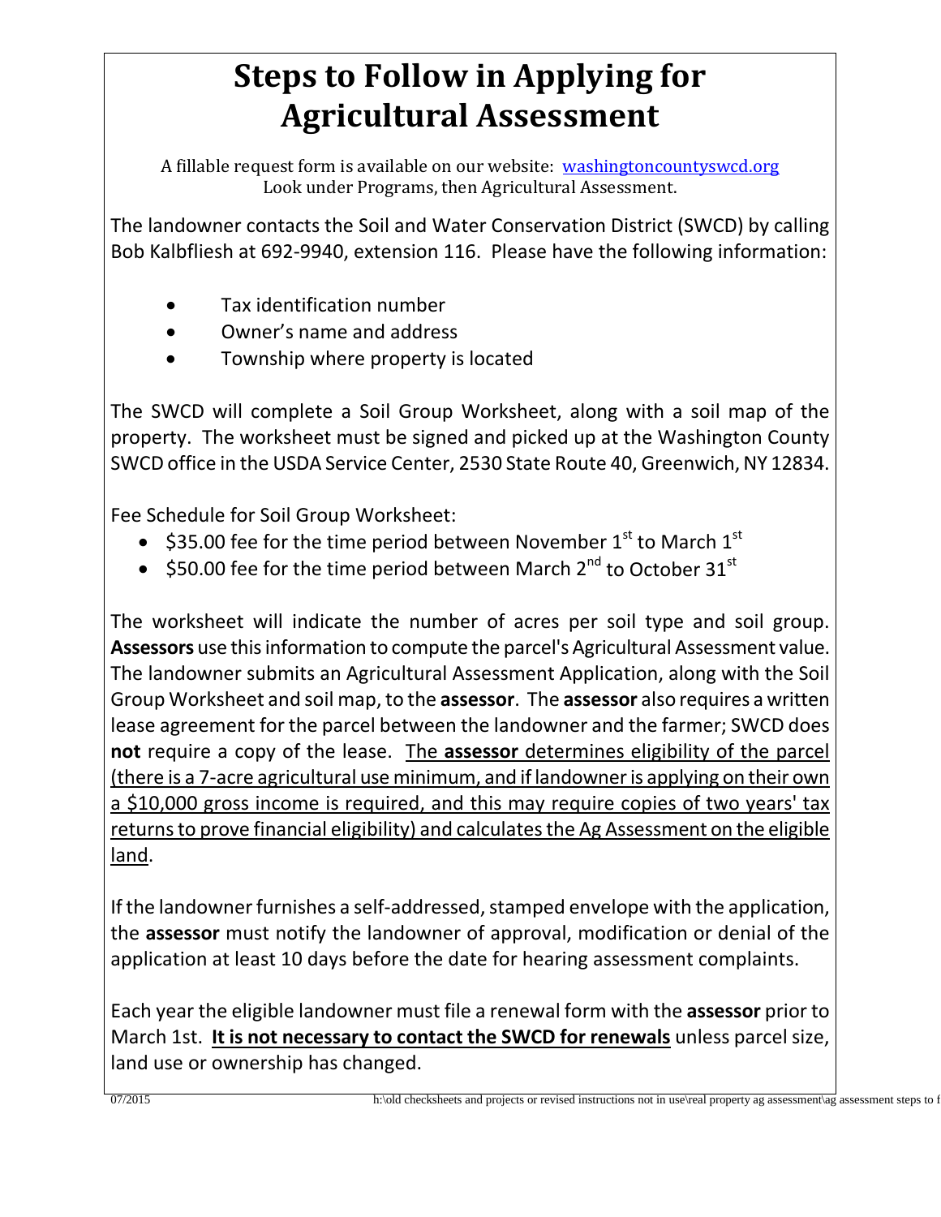# Steps to Follow in Applying for Agricultural Assessment

A fillable request form is available on our website: [washingtoncountyswcd.org](washingtoncountyswcd.org)
Look under Programs, then Agricultural Assessment.

The landowner contacts the Soil and Water Conservation District (SWCD) by calling Bob Kalbfliesh at 692-9940, extension 116. Please have the following information:

- Tax identification number
- Owner's name and address
- Township where property is located

The SWCD will complete a Soil Group Worksheet, along with a soil map of the property. The worksheet must be signed and picked up at the Washington County SWCD office in the USDA Service Center, 2530 State Route 40, Greenwich, NY 12834.

Fee Schedule for Soil Group Worksheet:

- $35.00 fee for the time period between November 1st to March 1st
- $50.00 fee for the time period between March 2nd to October 31st

The worksheet will indicate the number of acres per soil type and soil group. **Assessors** use this information to compute the parcel's Agricultural Assessment value. The landowner submits an Agricultural Assessment Application, along with the Soil Group Worksheet and soil map, to the **assessor**. The **assessor** also requires a written lease agreement for the parcel between the landowner and the farmer; SWCD does **not** require a copy of the lease. <u>The **assessor** determines eligibility of the parcel (there is a 7-acre agricultural use minimum, and if landowner is applying on their own a $10,000 gross income is required, and this may require copies of two years' tax returns to prove financial eligibility) and calculates the Ag Assessment on the eligible land</u>.

If the landowner furnishes a self-addressed, stamped envelope with the application, the **assessor** must notify the landowner of approval, modification or denial of the application at least 10 days before the date for hearing assessment complaints.

Each year the eligible landowner must file a renewal form with the **assessor** prior to March 1st. **<u>It is not necessary to contact the SWCD for renewals</u>** unless parcel size, land use or ownership has changed.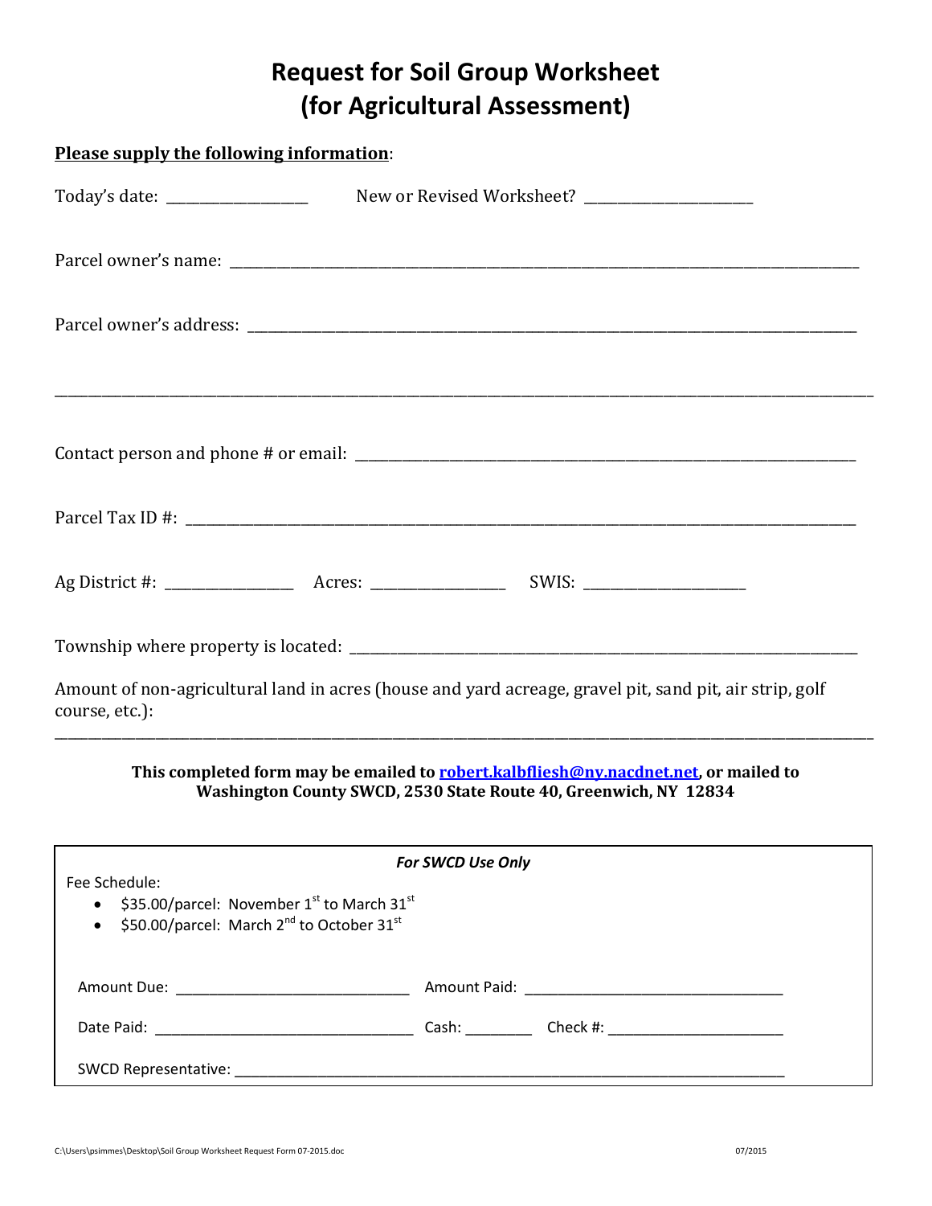# Request for Soil Group Worksheet
# (for Agricultural Assessment)

**Please supply the following information**:

Today's date: ________________ New or Revised Worksheet? ____________________

Parcel owner's name: ______________________________________________________________________________

Parcel owner's address: ___________________________________________________________________________

_____________________________________________________________________________________________________

Contact person and phone # or email: ______________________________________________________________

Parcel Tax ID #: __________________________________________________________________________________

Ag District #: ______________ Acres: ________________ SWIS: ___________________

Township where property is located: ______________________________________________________________

Amount of non-agricultural land in acres (house and yard acreage, gravel pit, sand pit, air strip, golf course, etc.):

_____________________________________________________________________________________________________

**This completed form may be emailed to robert.kalbfliesh@ny.nacdnet.net, or mailed to Washington County SWCD, 2530 State Route 40, Greenwich, NY 12834**

---

*For SWCD Use Only*

Fee Schedule:

- $35.00/parcel: November 1st to March 31st
- $50.00/parcel: March 2nd to October 31st

Amount Due: ___________________________ Amount Paid: ______________________________

Date Paid: ______________________________ Cash: ________ Check #: ____________________

SWCD Representative: _____________________________________________________________________

---

C:\Users\psimmes\Desktop\Soil Group Worksheet Request Form 07-2015.doc 07/2015